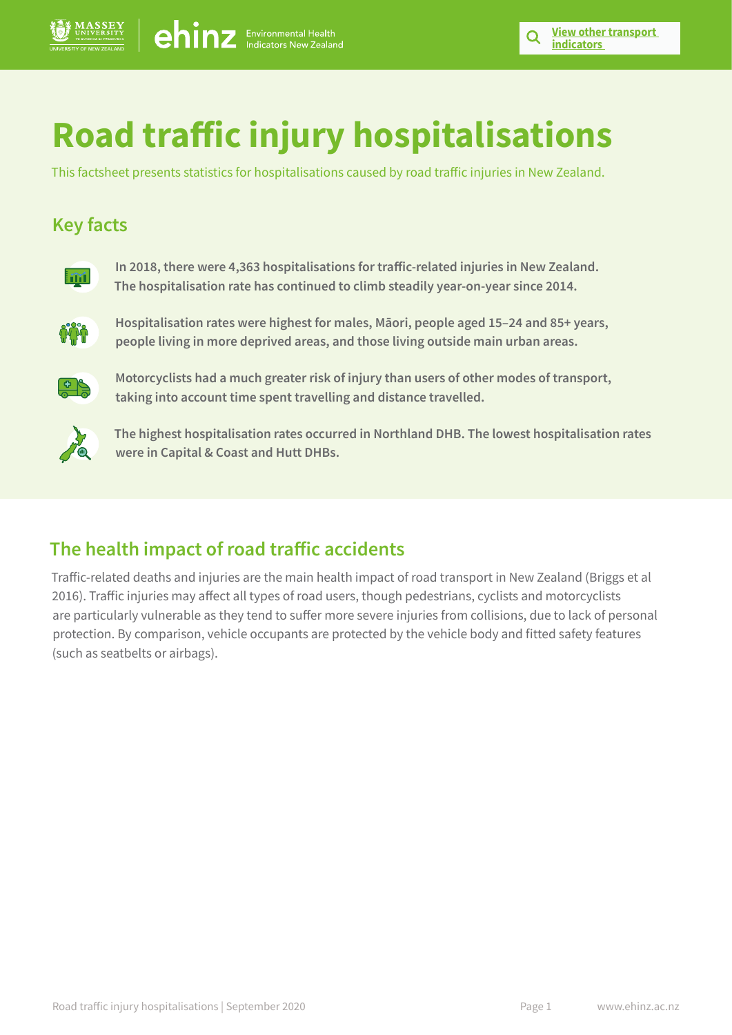[View other transport indicators]

# Road traffic injury hospitalisations

This factsheet presents statistics for hospitalisations caused by road traffic injuries in New Zealand.

## Key facts

**In 2018, there were 4,363 hospitalisations for traffic-related injuries in New Zealand. The hospitalisation rate has continued to climb steadily year-on-year since 2014.**

**Hospitalisation rates were highest for males, Māori, people aged 15–24 and 85+ years, people living in more deprived areas, and those living outside main urban areas.**

**Motorcyclists had a much greater risk of injury than users of other modes of transport, taking into account time spent travelling and distance travelled.**

**The highest hospitalisation rates occurred in Northland DHB. The lowest hospitalisation rates were in Capital & Coast and Hutt DHBs.**

## The health impact of road traffic accidents

Traffic-related deaths and injuries are the main health impact of road transport in New Zealand (Briggs et al 2016). Traffic injuries may affect all types of road users, though pedestrians, cyclists and motorcyclists are particularly vulnerable as they tend to suffer more severe injuries from collisions, due to lack of personal protection. By comparison, vehicle occupants are protected by the vehicle body and fitted safety features (such as seatbelts or airbags).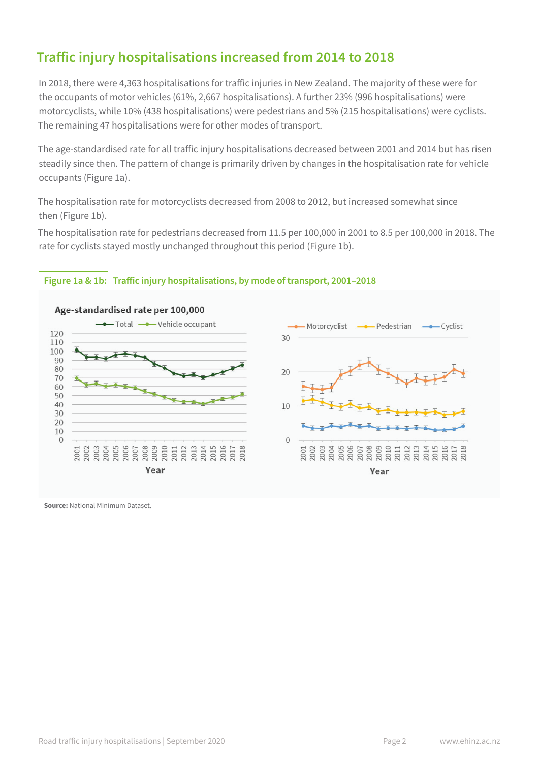## Traffic injury hospitalisations increased from 2014 to 2018

In 2018, there were 4,363 hospitalisations for traffic injuries in New Zealand. The majority of these were for the occupants of motor vehicles (61%, 2,667 hospitalisations). A further 23% (996 hospitalisations) were motorcyclists, while 10% (438 hospitalisations) were pedestrians and 5% (215 hospitalisations) were cyclists. The remaining 47 hospitalisations were for other modes of transport.

The age-standardised rate for all traffic injury hospitalisations decreased between 2001 and 2014 but has risen steadily since then. The pattern of change is primarily driven by changes in the hospitalisation rate for vehicle occupants (Figure 1a).

The hospitalisation rate for motorcyclists decreased from 2008 to 2012, but increased somewhat since then (Figure 1b).

The hospitalisation rate for pedestrians decreased from 11.5 per 100,000 in 2001 to 8.5 per 100,000 in 2018. The rate for cyclists stayed mostly unchanged throughout this period (Figure 1b).

**Figure 1a & 1b: Traffic injury hospitalisations, by mode of transport, 2001–2018**

**Source:** National Minimum Dataset.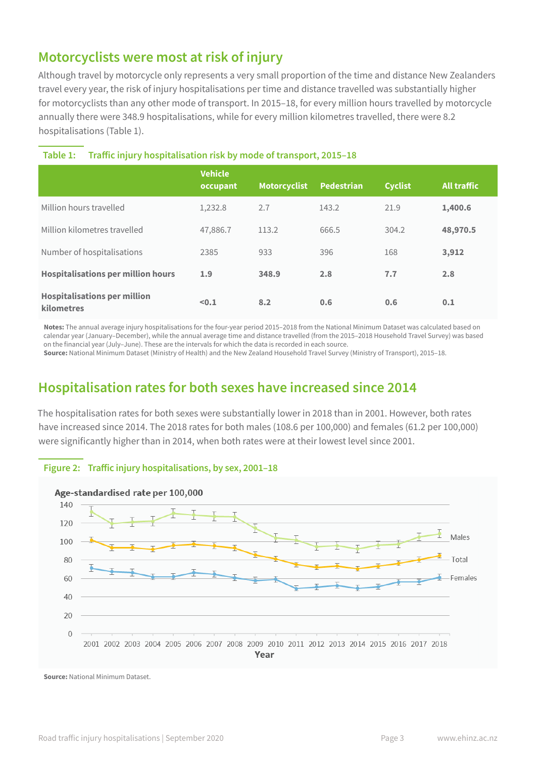## Motorcyclists were most at risk of injury

Although travel by motorcycle only represents a very small proportion of the time and distance New Zealanders travel every year, the risk of injury hospitalisations per time and distance travelled was substantially higher for motorcyclists than any other mode of transport. In 2015–18, for every million hours travelled by motorcycle annually there were 348.9 hospitalisations, while for every million kilometres travelled, there were 8.2 hospitalisations (Table 1).

**Table 1: Traffic injury hospitalisation risk by mode of transport, 2015–18**

| | Vehicle occupant | Motorcyclist | Pedestrian | Cyclist | All traffic |
|---|---|---|---|---|---|
| Million hours travelled | 1,232.8 | 2.7 | 143.2 | 21.9 | **1,400.6** |
| Million kilometres travelled | 47,886.7 | 113.2 | 666.5 | 304.2 | **48,970.5** |
| Number of hospitalisations | 2385 | 933 | 396 | 168 | **3,912** |
| **Hospitalisations per million hours** | **1.9** | **348.9** | **2.8** | **7.7** | **2.8** |
| **Hospitalisations per million kilometres** | **<0.1** | **8.2** | **0.6** | **0.6** | **0.1** |

**Notes:** The annual average injury hospitalisations for the four-year period 2015–2018 from the National Minimum Dataset was calculated based on calendar year (January–December), while the annual average time and distance travelled (from the 2015–2018 Household Travel Survey) was based on the financial year (July–June). These are the intervals for which the data is recorded in each source.
**Source:** National Minimum Dataset (Ministry of Health) and the New Zealand Household Travel Survey (Ministry of Transport), 2015–18.

## Hospitalisation rates for both sexes have increased since 2014

The hospitalisation rates for both sexes were substantially lower in 2018 than in 2001. However, both rates have increased since 2014. The 2018 rates for both males (108.6 per 100,000) and females (61.2 per 100,000) were significantly higher than in 2014, when both rates were at their lowest level since 2001.

**Figure 2: Traffic injury hospitalisations, by sex, 2001–18**

**Source:** National Minimum Dataset.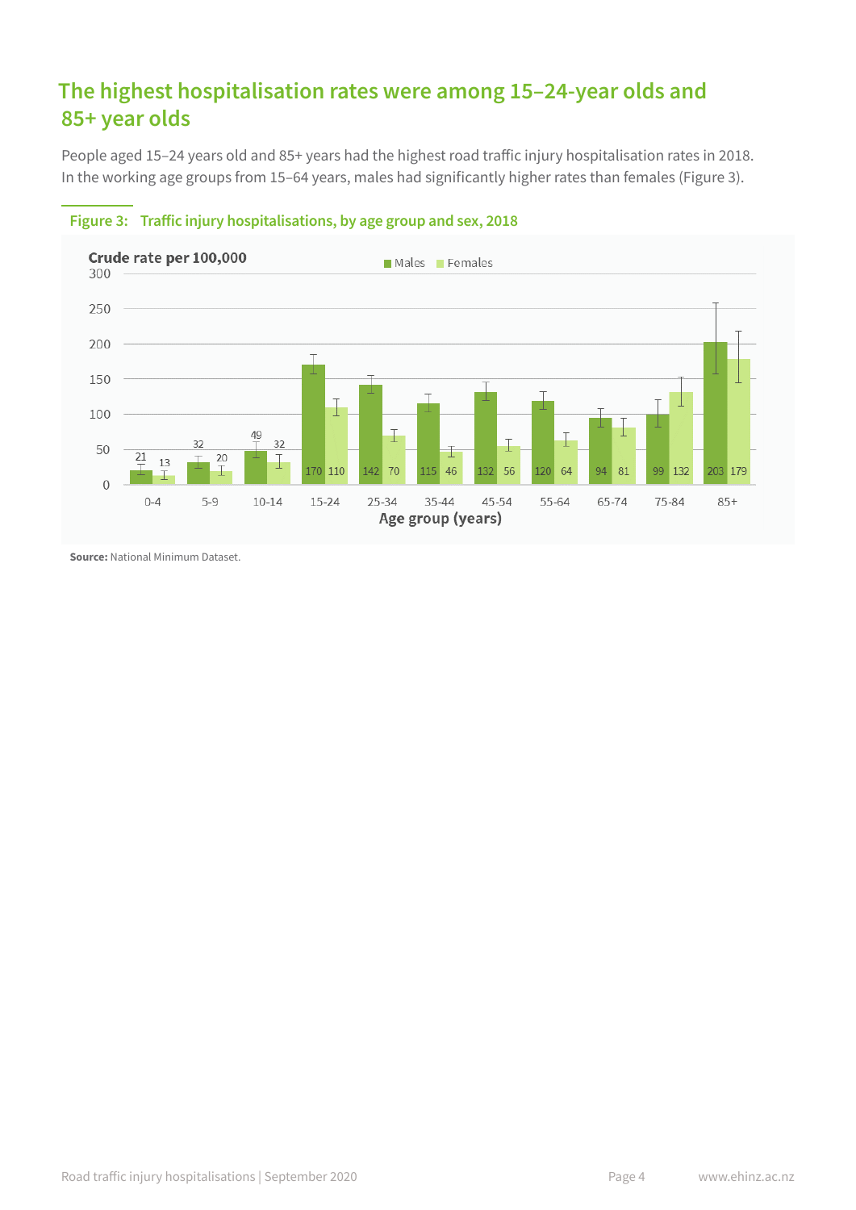## The highest hospitalisation rates were among 15–24-year olds and 85+ year olds

People aged 15–24 years old and 85+ years had the highest road traffic injury hospitalisation rates in 2018. In the working age groups from 15–64 years, males had significantly higher rates than females (Figure 3).

**Figure 3: Traffic injury hospitalisations, by age group and sex, 2018**

Crude rate per 100,000

| Age group (years) | Males | Females |
|---|---|---|
| 0-4 | 21 | 13 |
| 5-9 | 32 | 20 |
| 10-14 | 49 | 32 |
| 15-24 | 170 | 110 |
| 25-34 | 142 | 70 |
| 35-44 | 115 | 46 |
| 45-54 | 132 | 56 |
| 55-64 | 120 | 64 |
| 65-74 | 94 | 81 |
| 75-84 | 99 | 132 |
| 85+ | 203 | 179 |

**Source:** National Minimum Dataset.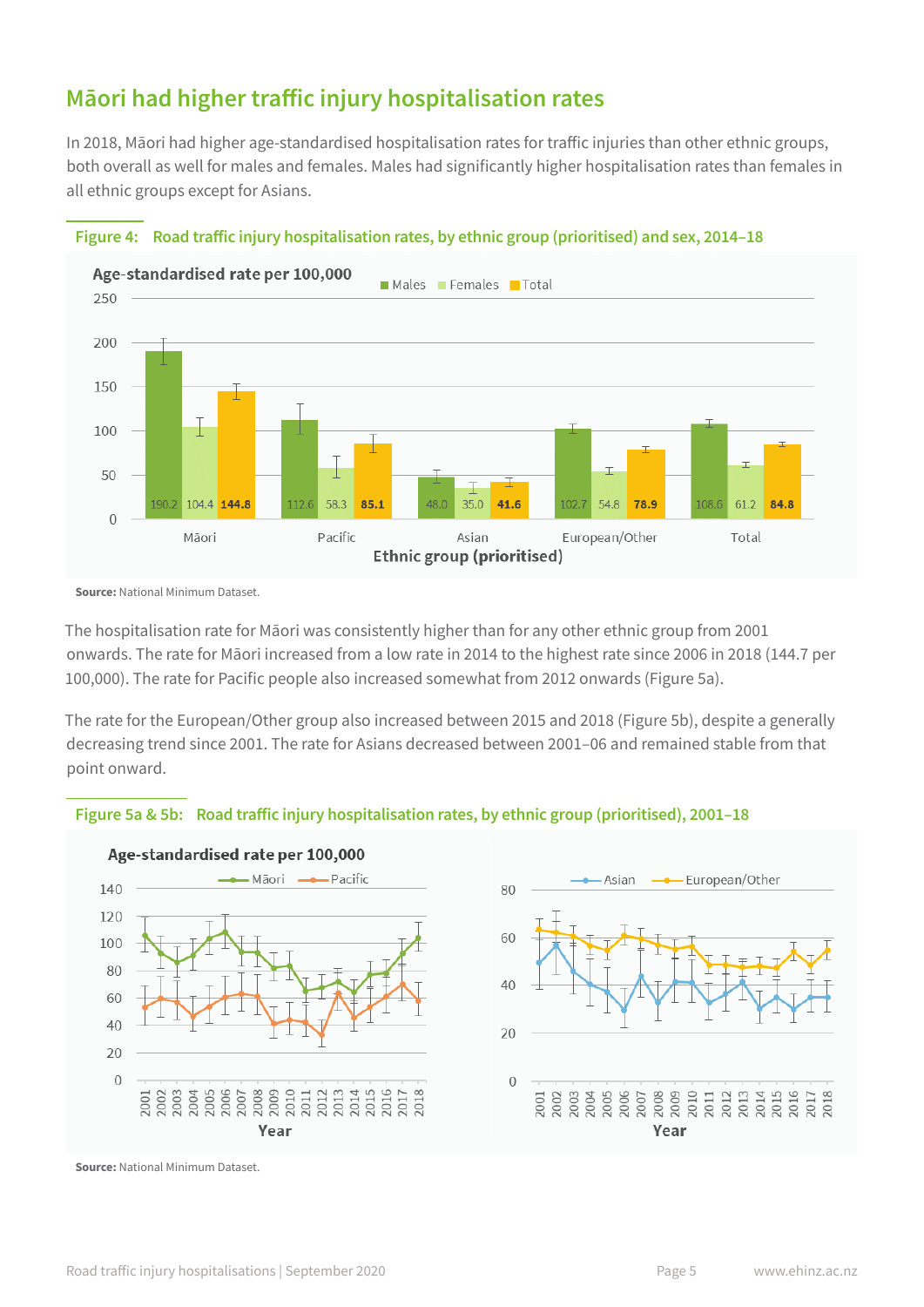## Māori had higher traffic injury hospitalisation rates

In 2018, Māori had higher age-standardised hospitalisation rates for traffic injuries than other ethnic groups, both overall as well for males and females. Males had significantly higher hospitalisation rates than females in all ethnic groups except for Asians.

**Figure 4: Road traffic injury hospitalisation rates, by ethnic group (prioritised) and sex, 2014–18**

Age-standardised rate per 100,000

| Ethnic group (prioritised) | Males | Females | Total |
|---|---|---|---|
| Māori | 190.2 | 104.4 | 144.8 |
| Pacific | 112.6 | 58.3 | 85.1 |
| Asian | 48.0 | 35.0 | 41.6 |
| European/Other | 102.7 | 54.8 | 78.9 |
| Total | 108.6 | 61.2 | 84.8 |

**Source:** National Minimum Dataset.

The hospitalisation rate for Māori was consistently higher than for any other ethnic group from 2001 onwards. The rate for Māori increased from a low rate in 2014 to the highest rate since 2006 in 2018 (144.7 per 100,000). The rate for Pacific people also increased somewhat from 2012 onwards (Figure 5a).

The rate for the European/Other group also increased between 2015 and 2018 (Figure 5b), despite a generally decreasing trend since 2001. The rate for Asians decreased between 2001–06 and remained stable from that point onward.

**Figure 5a & 5b: Road traffic injury hospitalisation rates, by ethnic group (prioritised), 2001–18**

**Source:** National Minimum Dataset.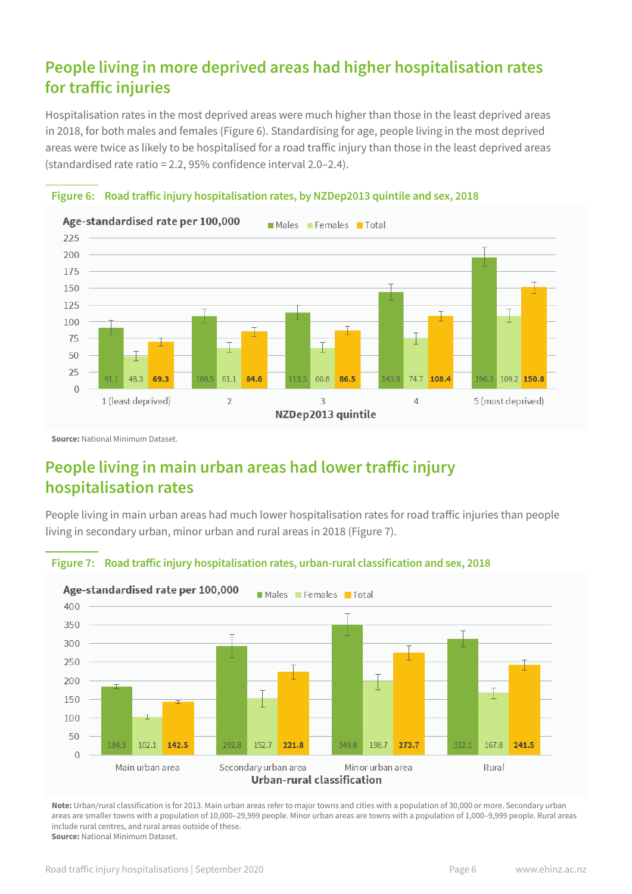## People living in more deprived areas had higher hospitalisation rates for traffic injuries

Hospitalisation rates in the most deprived areas were much higher than those in the least deprived areas in 2018, for both males and females (Figure 6). Standardising for age, people living in the most deprived areas were twice as likely to be hospitalised for a road traffic injury than those in the least deprived areas (standardised rate ratio = 2.2, 95% confidence interval 2.0–2.4).

**Figure 6: Road traffic injury hospitalisation rates, by NZDep2013 quintile and sex, 2018**

Age-standardised rate per 100,000

| NZDep2013 quintile | Males | Females | Total |
|---|---|---|---|
| 1 (least deprived) | 91.1 | 48.3 | 69.3 |
| 2 | 108.5 | 61.1 | 84.6 |
| 3 | 113.5 | 60.8 | 86.5 |
| 4 | 143.9 | 74.7 | 108.4 |
| 5 (most deprived) | 196.3 | 109.2 | 150.8 |

**Source:** National Minimum Dataset.

## People living in main urban areas had lower traffic injury hospitalisation rates

People living in main urban areas had much lower hospitalisation rates for road traffic injuries than people living in secondary urban, minor urban and rural areas in 2018 (Figure 7).

**Figure 7: Road traffic injury hospitalisation rates, urban-rural classification and sex, 2018**

Age-standardised rate per 100,000

| Urban-rural classification | Males | Females | Total |
|---|---|---|---|
| Main urban area | 184.3 | 102.1 | 142.5 |
| Secondary urban area | 292.8 | 152.7 | 221.8 |
| Minor urban area | 349.8 | 198.7 | 273.7 |
| Rural | 312.1 | 167.8 | 241.5 |

**Note:** Urban/rural classification is for 2013. Main urban areas refer to major towns and cities with a population of 30,000 or more. Secondary urban areas are smaller towns with a population of 10,000–29,999 people. Minor urban areas are towns with a population of 1,000–9,999 people. Rural areas include rural centres, and rural areas outside of these.

**Source:** National Minimum Dataset.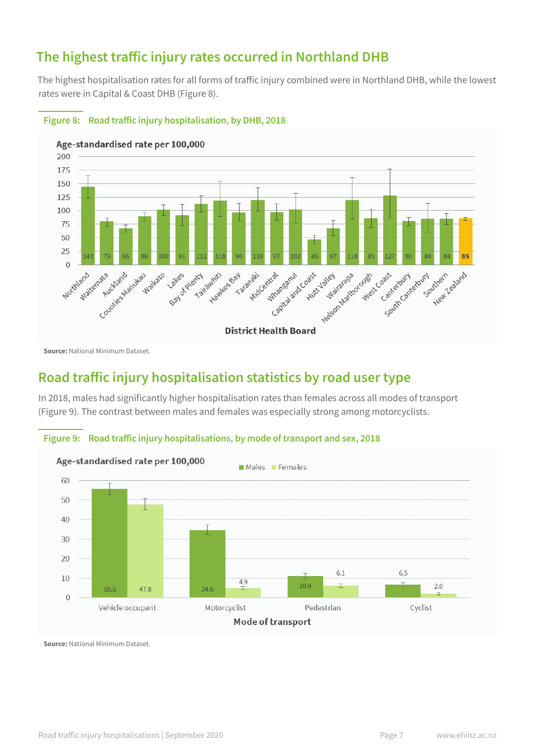## The highest traffic injury rates occurred in Northland DHB

The highest hospitalisation rates for all forms of traffic injury combined were in Northland DHB, while the lowest rates were in Capital & Coast DHB (Figure 8).

**Figure 8: Road traffic injury hospitalisation, by DHB, 2018**

| District Health Board | Age-standardised rate per 100,000 |
|---|---|
| Northland | 143 |
| Waitemata | 79 |
| Auckland | 66 |
| Counties Manukau | 89 |
| Waikato | 100 |
| Lakes | 91 |
| Bay of Plenty | 112 |
| Tairāwhiti | 118 |
| Hawkes Bay | 96 |
| Taranaki | 119 |
| MidCentral | 97 |
| Whanganui | 102 |
| Capital and Coast | 46 |
| Hutt Valley | 67 |
| Wairarapa | 118 |
| Nelson Marlborough | 85 |
| West Coast | 127 |
| Canterbury | 80 |
| South Canterbury | 84 |
| Southern | 84 |
| New Zealand | 85 |

**Source:** National Minimum Dataset.

## Road traffic injury hospitalisation statistics by road user type

In 2018, males had significantly higher hospitalisation rates than females across all modes of transport (Figure 9). The contrast between males and females was especially strong among motorcyclists.

**Figure 9: Road traffic injury hospitalisations, by mode of transport and sex, 2018**

| Mode of transport | Males (age-standardised rate per 100,000) | Females (age-standardised rate per 100,000) |
|---|---|---|
| Vehicle occupant | 55.6 | 47.8 |
| Motorcyclist | 34.6 | 4.9 |
| Pedestrian | 10.9 | 6.1 |
| Cyclist | 6.5 | 2.0 |

**Source:** National Minimum Dataset.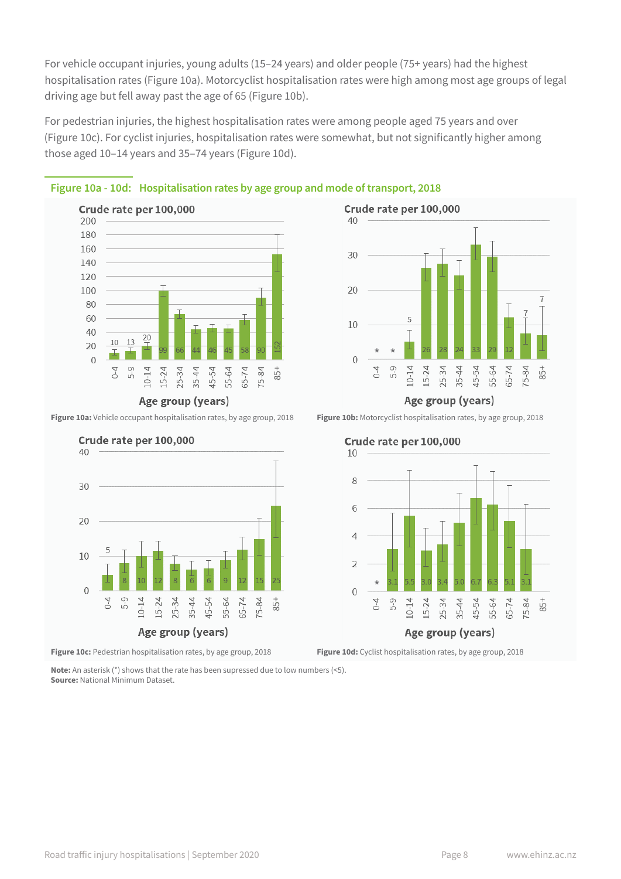For vehicle occupant injuries, young adults (15–24 years) and older people (75+ years) had the highest hospitalisation rates (Figure 10a). Motorcyclist hospitalisation rates were high among most age groups of legal driving age but fell away past the age of 65 (Figure 10b).

For pedestrian injuries, the highest hospitalisation rates were among people aged 75 years and over (Figure 10c). For cyclist injuries, hospitalisation rates were somewhat, but not significantly higher among those aged 10–14 years and 35–74 years (Figure 10d).

**Figure 10a - 10d: Hospitalisation rates by age group and mode of transport, 2018**

Crude rate per 100,000

| Age group (years) | Vehicle occupant (10a) | Motorcyclist (10b) | Pedestrian (10c) | Cyclist (10d) |
|---|---|---|---|---|
| 0-4 | 10 | * | 5 | * |
| 5-9 | 13 | * | 8 | 3.1 |
| 10-14 | 20 | 5 | 10 | 5.5 |
| 15-24 | 99 | 26 | 12 | 3.0 |
| 25-34 | 66 | 28 | 8 | 3.4 |
| 35-44 | 44 | 24 | 6 | 5.0 |
| 45-54 | 46 | 33 | 6 | 6.7 |
| 55-64 | 45 | 29 | 9 | 6.3 |
| 65-74 | 58 | 12 | 12 | 5.1 |
| 75-84 | 90 | 7 | 15 | 3.1 |
| 85+ | 152 | 7 | 25 | |

**Figure 10a:** Vehicle occupant hospitalisation rates, by age group, 2018

**Figure 10b:** Motorcyclist hospitalisation rates, by age group, 2018

**Figure 10c:** Pedestrian hospitalisation rates, by age group, 2018

**Figure 10d:** Cyclist hospitalisation rates, by age group, 2018

**Note:** An asterisk (*) shows that the rate has been supressed due to low numbers (<5).
**Source:** National Minimum Dataset.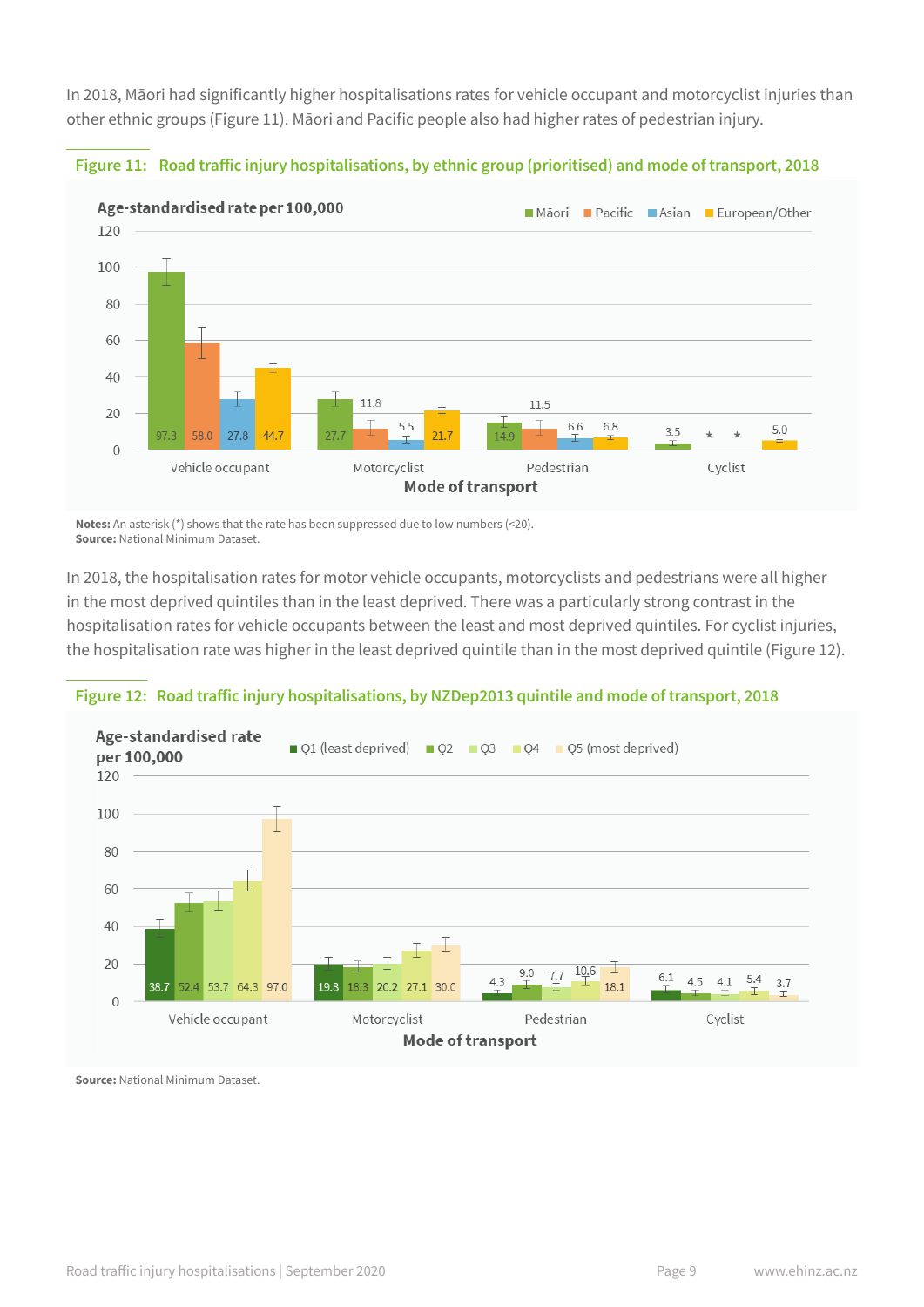In 2018, Māori had significantly higher hospitalisations rates for vehicle occupant and motorcyclist injuries than other ethnic groups (Figure 11). Māori and Pacific people also had higher rates of pedestrian injury.

**Figure 11: Road traffic injury hospitalisations, by ethnic group (prioritised) and mode of transport, 2018**

Age-standardised rate per 100,000

| Mode of transport | Māori | Pacific | Asian | European/Other |
|---|---|---|---|---|
| Vehicle occupant | 97.3 | 58.0 | 27.8 | 44.7 |
| Motorcyclist | 27.7 | 11.8 | 5.5 | 21.7 |
| Pedestrian | 14.9 | 11.5 | 6.6 | 6.8 |
| Cyclist | 3.5 | * | * | 5.0 |

**Notes:** An asterisk (*) shows that the rate has been suppressed due to low numbers (<20).
**Source:** National Minimum Dataset.

In 2018, the hospitalisation rates for motor vehicle occupants, motorcyclists and pedestrians were all higher in the most deprived quintiles than in the least deprived. There was a particularly strong contrast in the hospitalisation rates for vehicle occupants between the least and most deprived quintiles. For cyclist injuries, the hospitalisation rate was higher in the least deprived quintile than in the most deprived quintile (Figure 12).

**Figure 12: Road traffic injury hospitalisations, by NZDep2013 quintile and mode of transport, 2018**

Age-standardised rate per 100,000

| Mode of transport | Q1 (least deprived) | Q2 | Q3 | Q4 | Q5 (most deprived) |
|---|---|---|---|---|---|
| Vehicle occupant | 38.7 | 52.4 | 53.7 | 64.3 | 97.0 |
| Motorcyclist | 19.8 | 18.3 | 20.2 | 27.1 | 30.0 |
| Pedestrian | 4.3 | 9.0 | 7.7 | 10.6 | 18.1 |
| Cyclist | 6.1 | 4.5 | 4.1 | 5.4 | 3.7 |

**Source:** National Minimum Dataset.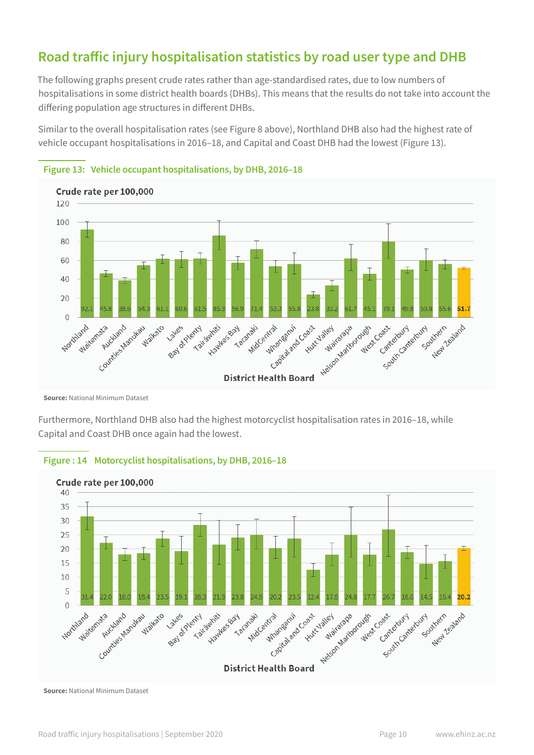## Road traffic injury hospitalisation statistics by road user type and DHB

The following graphs present crude rates rather than age-standardised rates, due to low numbers of hospitalisations in some district health boards (DHBs). This means that the results do not take into account the differing population age structures in different DHBs.

Similar to the overall hospitalisation rates (see Figure 8 above), Northland DHB also had the highest rate of vehicle occupant hospitalisations in 2016–18, and Capital and Coast DHB had the lowest (Figure 13).

**Figure 13: Vehicle occupant hospitalisations, by DHB, 2016–18**

Crude rate per 100,000

| District Health Board | Crude rate per 100,000 |
|---|---|
| Northland | 92.1 |
| Waitemata | 45.8 |
| Auckland | 38.6 |
| Counties Manukau | 54.3 |
| Waikato | 61.1 |
| Lakes | 60.6 |
| Bay of Plenty | 61.5 |
| Tairāwhiti | 85.3 |
| Hawkes Bay | 56.9 |
| Taranaki | 71.4 |
| MidCentral | 53.3 |
| Whanganui | 55.8 |
| Capital and Coast | 23.8 |
| Hutt Valley | 33.2 |
| Wairarapa | 61.7 |
| Nelson Marlborough | 45.1 |
| West Coast | 79.1 |
| Canterbury | 49.8 |
| South Canterbury | 59.8 |
| Southern | 55.6 |
| **New Zealand** | **51.7** |

**Source:** National Minimum Dataset

Furthermore, Northland DHB also had the highest motorcyclist hospitalisation rates in 2016–18, while Capital and Coast DHB once again had the lowest.

**Figure : 14 Motorcyclist hospitalisations, by DHB, 2016–18**

Crude rate per 100,000

| District Health Board | Crude rate per 100,000 |
|---|---|
| Northland | 31.4 |
| Waitemata | 22.0 |
| Auckland | 18.0 |
| Counties Manukau | 18.4 |
| Waikato | 23.5 |
| Lakes | 19.1 |
| Bay of Plenty | 28.3 |
| Tairāwhiti | 21.3 |
| Hawkes Bay | 23.8 |
| Taranaki | 24.8 |
| MidCentral | 20.2 |
| Whanganui | 23.5 |
| Capital and Coast | 12.4 |
| Hutt Valley | 17.8 |
| Wairarapa | 24.8 |
| Nelson Marlborough | 17.7 |
| West Coast | 26.7 |
| Canterbury | 18.6 |
| South Canterbury | 14.5 |
| Southern | 15.4 |
| **New Zealand** | **20.2** |

**Source:** National Minimum Dataset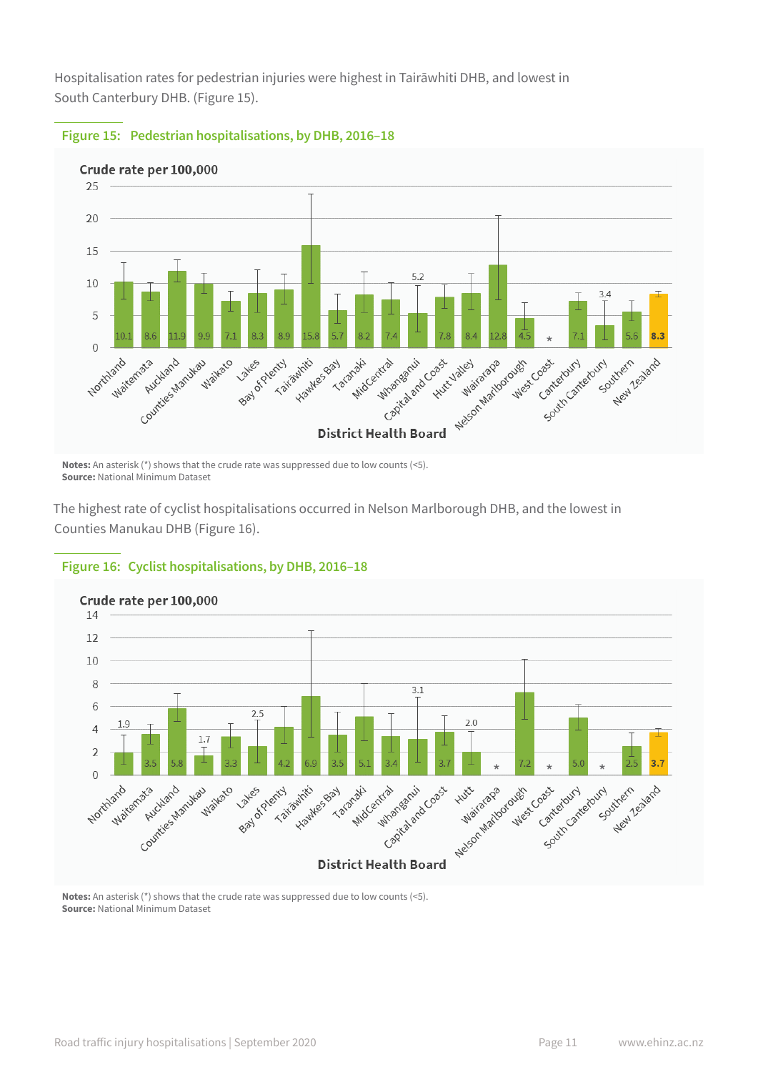Hospitalisation rates for pedestrian injuries were highest in Tairāwhiti DHB, and lowest in South Canterbury DHB. (Figure 15).

**Figure 15: Pedestrian hospitalisations, by DHB, 2016–18**

Crude rate per 100,000

| District Health Board | Crude rate per 100,000 |
|---|---|
| Northland | 10.1 |
| Waitemata | 8.6 |
| Auckland | 11.9 |
| Counties Manukau | 9.9 |
| Waikato | 7.1 |
| Lakes | 8.3 |
| Bay of Plenty | 8.9 |
| Tairāwhiti | 15.8 |
| Hawkes Bay | 5.7 |
| Taranaki | 8.2 |
| MidCentral | 7.4 |
| Whanganui | 5.2 |
| Capital and Coast | 7.8 |
| Hutt Valley | 8.4 |
| Wairarapa | 12.8 |
| Nelson Marlborough | 4.5 |
| West Coast | * |
| Canterbury | 7.1 |
| South Canterbury | 3.4 |
| Southern | 5.6 |
| New Zealand | 8.3 |

**Notes:** An asterisk (*) shows that the crude rate was suppressed due to low counts (<5).
**Source:** National Minimum Dataset

The highest rate of cyclist hospitalisations occurred in Nelson Marlborough DHB, and the lowest in Counties Manukau DHB (Figure 16).

**Figure 16: Cyclist hospitalisations, by DHB, 2016–18**

Crude rate per 100,000

| District Health Board | Crude rate per 100,000 |
|---|---|
| Northland | 1.9 |
| Waitemata | 3.5 |
| Auckland | 5.8 |
| Counties Manukau | 1.7 |
| Waikato | 3.3 |
| Lakes | 2.5 |
| Bay of Plenty | 4.2 |
| Tairāwhiti | 6.9 |
| Hawkes Bay | 3.5 |
| Taranaki | 5.1 |
| MidCentral | 3.4 |
| Whanganui | 3.1 |
| Capital and Coast | 3.7 |
| Hutt | 2.0 |
| Wairarapa | * |
| Nelson Marlborough | 7.2 |
| West Coast | * |
| Canterbury | 5.0 |
| South Canterbury | * |
| Southern | 2.5 |
| New Zealand | 3.7 |

**Notes:** An asterisk (*) shows that the crude rate was suppressed due to low counts (<5).
**Source:** National Minimum Dataset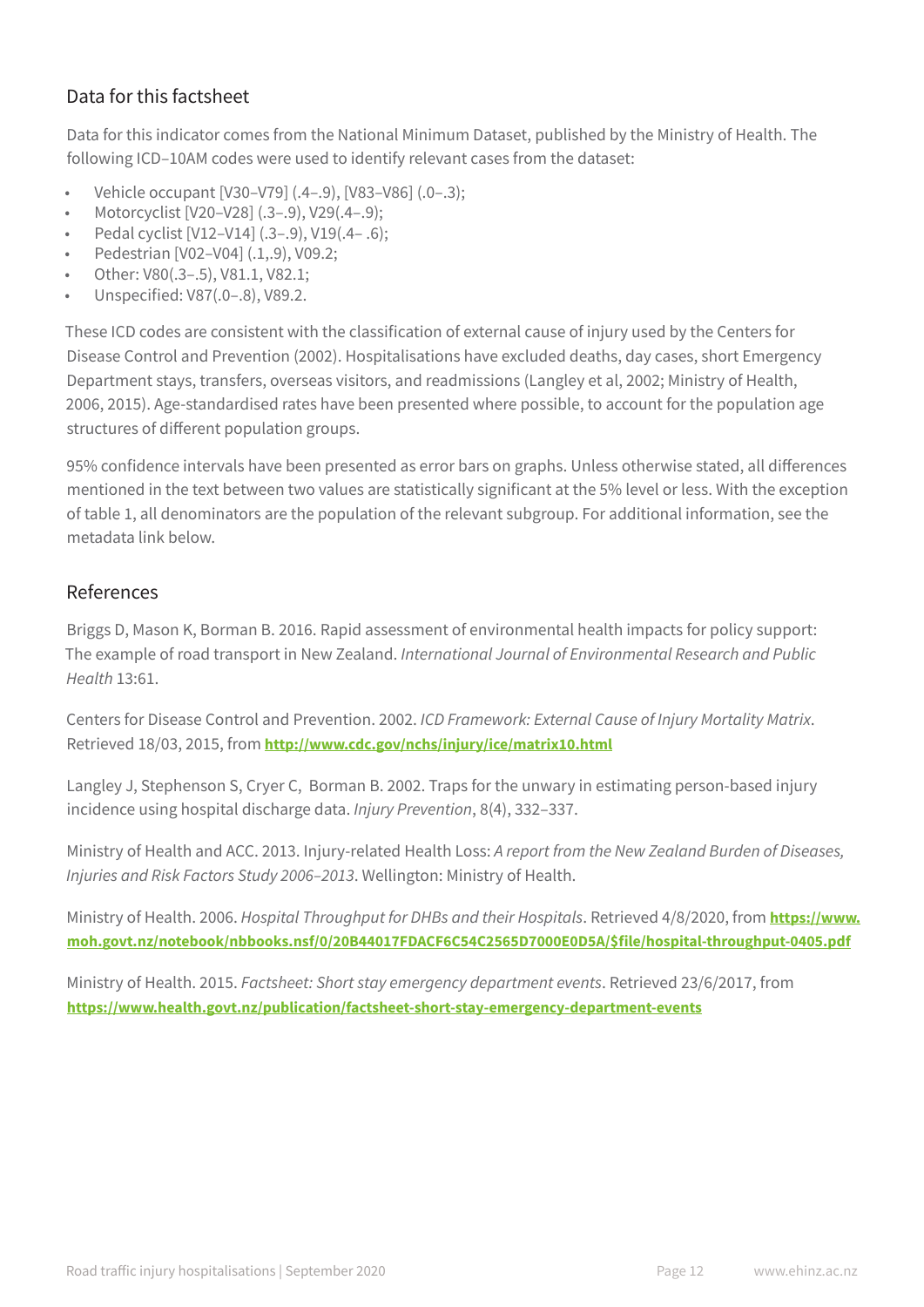## Data for this factsheet

Data for this indicator comes from the National Minimum Dataset, published by the Ministry of Health. The following ICD–10AM codes were used to identify relevant cases from the dataset:

- Vehicle occupant [V30–V79] (.4–.9), [V83–V86] (.0–.3);
- Motorcyclist [V20–V28] (.3–.9), V29(.4–.9);
- Pedal cyclist [V12–V14] (.3–.9), V19(.4– .6);
- Pedestrian [V02–V04] (.1,.9), V09.2;
- Other: V80(.3–.5), V81.1, V82.1;
- Unspecified: V87(.0–.8), V89.2.

These ICD codes are consistent with the classification of external cause of injury used by the Centers for Disease Control and Prevention (2002). Hospitalisations have excluded deaths, day cases, short Emergency Department stays, transfers, overseas visitors, and readmissions (Langley et al, 2002; Ministry of Health, 2006, 2015). Age-standardised rates have been presented where possible, to account for the population age structures of different population groups.

95% confidence intervals have been presented as error bars on graphs. Unless otherwise stated, all differences mentioned in the text between two values are statistically significant at the 5% level or less. With the exception of table 1, all denominators are the population of the relevant subgroup. For additional information, see the metadata link below.

## References

Briggs D, Mason K, Borman B. 2016. Rapid assessment of environmental health impacts for policy support: The example of road transport in New Zealand. *International Journal of Environmental Research and Public Health* 13:61.

Centers for Disease Control and Prevention. 2002. *ICD Framework: External Cause of Injury Mortality Matrix*. Retrieved 18/03, 2015, from **http://www.cdc.gov/nchs/injury/ice/matrix10.html**

Langley J, Stephenson S, Cryer C, Borman B. 2002. Traps for the unwary in estimating person-based injury incidence using hospital discharge data. *Injury Prevention*, 8(4), 332–337.

Ministry of Health and ACC. 2013. Injury-related Health Loss: *A report from the New Zealand Burden of Diseases, Injuries and Risk Factors Study 2006–2013*. Wellington: Ministry of Health.

Ministry of Health. 2006. *Hospital Throughput for DHBs and their Hospitals*. Retrieved 4/8/2020, from **https://www.moh.govt.nz/notebook/nbbooks.nsf/0/20B44017FDACF6C54C2565D7000E0D5A/$file/hospital-throughput-0405.pdf**

Ministry of Health. 2015. *Factsheet: Short stay emergency department events*. Retrieved 23/6/2017, from **https://www.health.govt.nz/publication/factsheet-short-stay-emergency-department-events**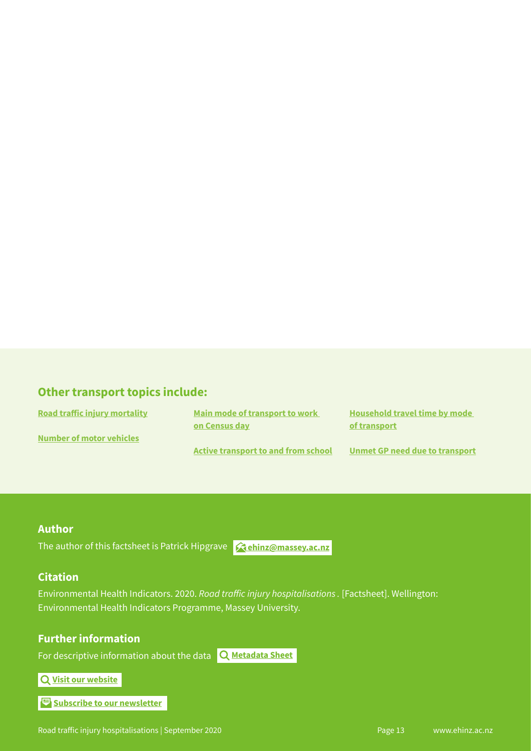## Other transport topics include:

**Road traffic injury mortality**

**Number of motor vehicles**

**Main mode of transport to work on Census day**

**Active transport to and from school**

**Household travel time by mode of transport**

**Unmet GP need due to transport**

## Author

The author of this factsheet is Patrick Hipgrave **ehinz@massey.ac.nz**

## Citation

Environmental Health Indicators. 2020. *Road traffic injury hospitalisations*. [Factsheet]. Wellington: Environmental Health Indicators Programme, Massey University.

## Further information

For descriptive information about the data **Metadata Sheet**

**Visit our website**

**Subscribe to our newsletter**